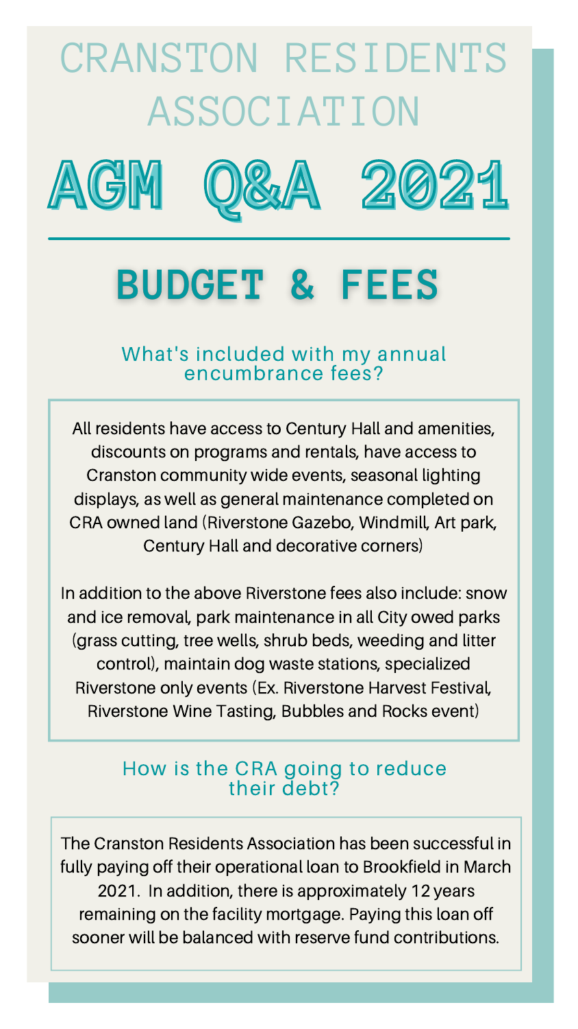# CRANSTON RESIDENTS ASSOCIATION

# AGM Q&A 2021

## BUDGET & FEES

### What's included with my annual encumbrance fees?

All residents have access to Century Hall and amenities, discounts on programs and rentals, have access to Cranston community wide events, seasonal lighting displays, as well as general maintenance completed on CRA owned land (Riverstone Gazebo, Windmill, Art park, Century Hall and decorative corners)

In addition to the above Riverstone fees also include: snow and ice removal, park maintenance in all City owed parks (grass cutting, tree wells, shrub beds, weeding and litter control), maintain dog waste stations, specialized Riverstone only events (Ex. Riverstone Harvest Festival, Riverstone Wine Tasting, Bubbles and Rocks event)

### How is the CRA going to reduce their debt?

The Cranston Residents Association has been successful in fully paying off their operational loan to Brookfield in March 2021. In addition, there is approximately 12 years remaining on the facility mortgage. Paying this loan off sooner will be balanced with reserve fund contributions.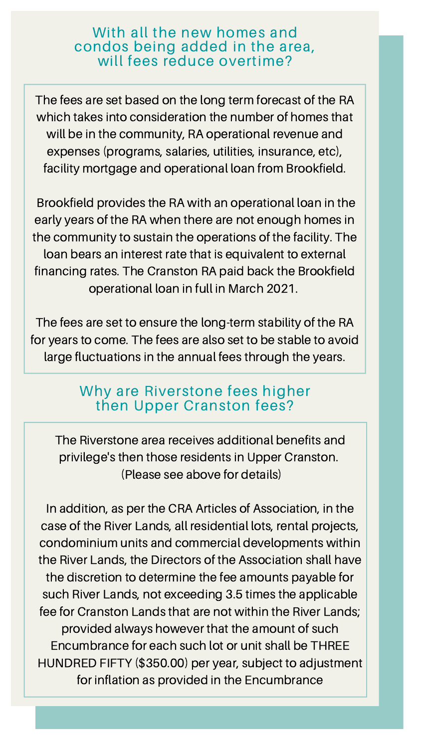## With all the new homes and condos being added in the area, will fees reduce overtime?

The fees are set based on the long term forecast of the RA which takes into consideration the number of homes that will be in the community, RA operational revenue and expenses (programs, salaries, utilities, insurance, etc), facility mortgage and operational loan from Brookfield.

Brookfield provides the RA with an operational loan in the early years of the RA when there are not enough homes in the community to sustain the operations of the facility. The loan bears an interest rate that is equivalent to external financing rates. The Cranston RA paid back the Brookfield operational loan in full in March 2021.

The fees are set to ensure the long-term stability of the RA for years to come. The fees are also set to be stable to avoid large fluctuations in the annual fees through the years.

## Why are Riverstone fees higher then Upper Cranston fees?

The Riverstone area receives additional benefits and privilege's then those residents in Upper Cranston. (Please see above for details)

In addition, as per the CRA Articles of Association, in the case of the River Lands, all residential lots, rental projects, condominium units and commercial developments within the River Lands, the Directors of the Association shall have the discretion to determine the fee amounts payable for such River Lands, not exceeding 3.5 times the applicable fee for Cranston Lands that are not within the River Lands; provided always however that the amount of such Encumbrance for each such lot or unit shall be THREE HUNDRED FIFTY ($350.00) per year, subject to adjustment for inflation as provided in the Encumbrance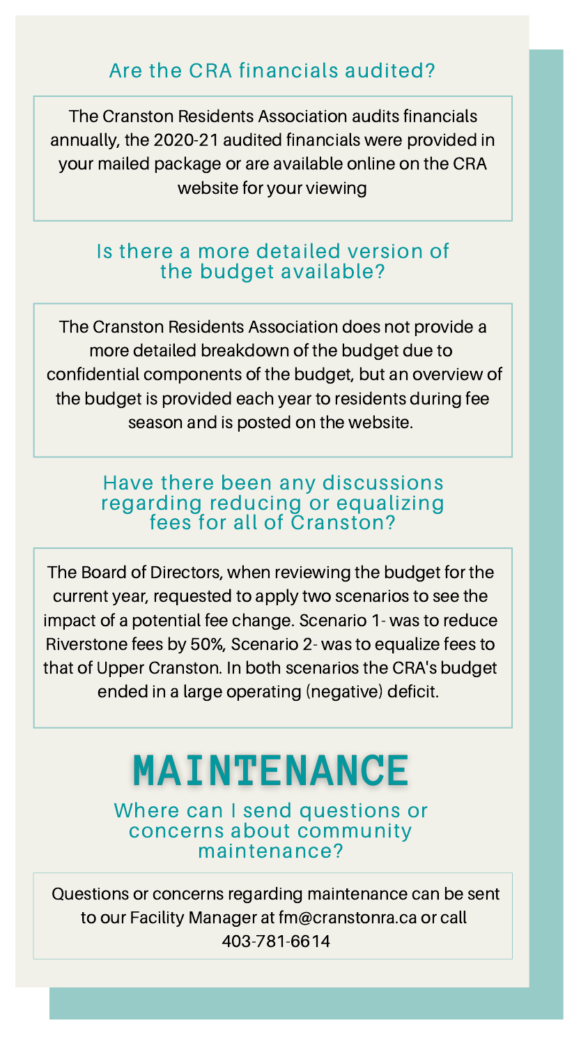### Are the CRA financials audited?

The Cranston Residents Association audits financials annually, the 2020-21 audited financials were provided in your mailed package or are available online on the CRA website for your viewing

### Is there a more detailed version of the budget available?

The Cranston Residents Association does not provide a more detailed breakdown of the budget due to confidential components of the budget, but an overview of the budget is provided each year to residents during fee season and is posted on the website.

### Have there been any discussions regarding reducing or equalizing fees for all of Cranston?

The Board of Directors, when reviewing the budget for the current year, requested to apply two scenarios to see the impact of a potential fee change. Scenario 1- was to reduce Riverstone fees by 50%, Scenario 2- was to equalize fees to that of Upper Cranston. In both scenarios the CRA's budget ended in a large operating (negative) deficit.

## MAINTENANCE

### Where can I send questions or concerns about community maintenance?

Questions or concerns regarding maintenance can be sent to our Facility Manager at fm@cranstonra.ca or call 403-781-6614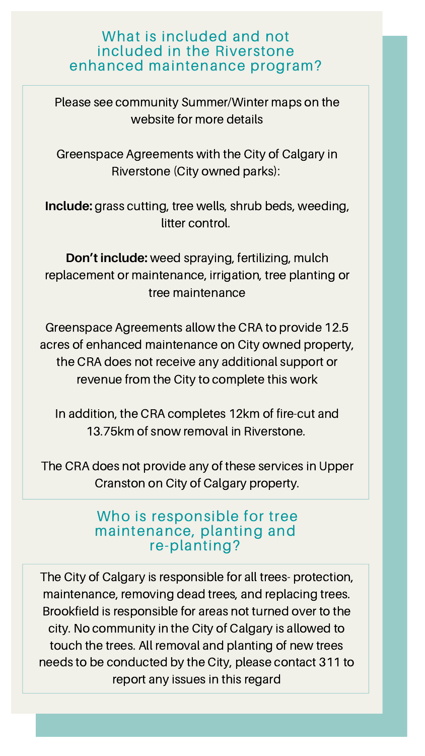## What is included and not included in the Riverstone enhanced maintenance program?

Please see community Summer/Winter maps on the website for more details

Greenspace Agreements with the City of Calgary in Riverstone (City owned parks):

**Include:** grass cutting, tree wells, shrub beds, weeding, litter control.

**Don't include:** weed spraying, fertilizing, mulch replacement or maintenance, irrigation, tree planting or tree maintenance

Greenspace Agreements allow the CRA to provide 12.5 acres of enhanced maintenance on City owned property, the CRA does not receive any additional support or revenue from the City to complete this work

In addition, the CRA completes 12km of fire-cut and 13.75km of snow removal in Riverstone.

The CRA does not provide any of these services in Upper Cranston on City of Calgary property.

## Who is responsible for tree maintenance, planting and re-planting?

The City of Calgary is responsible for all trees- protection, maintenance, removing dead trees, and replacing trees. Brookfield is responsible for areas not turned over to the city. No community in the City of Calgary is allowed to touch the trees. All removal and planting of new trees needs to be conducted by the City, please contact 311 to report any issues in this regard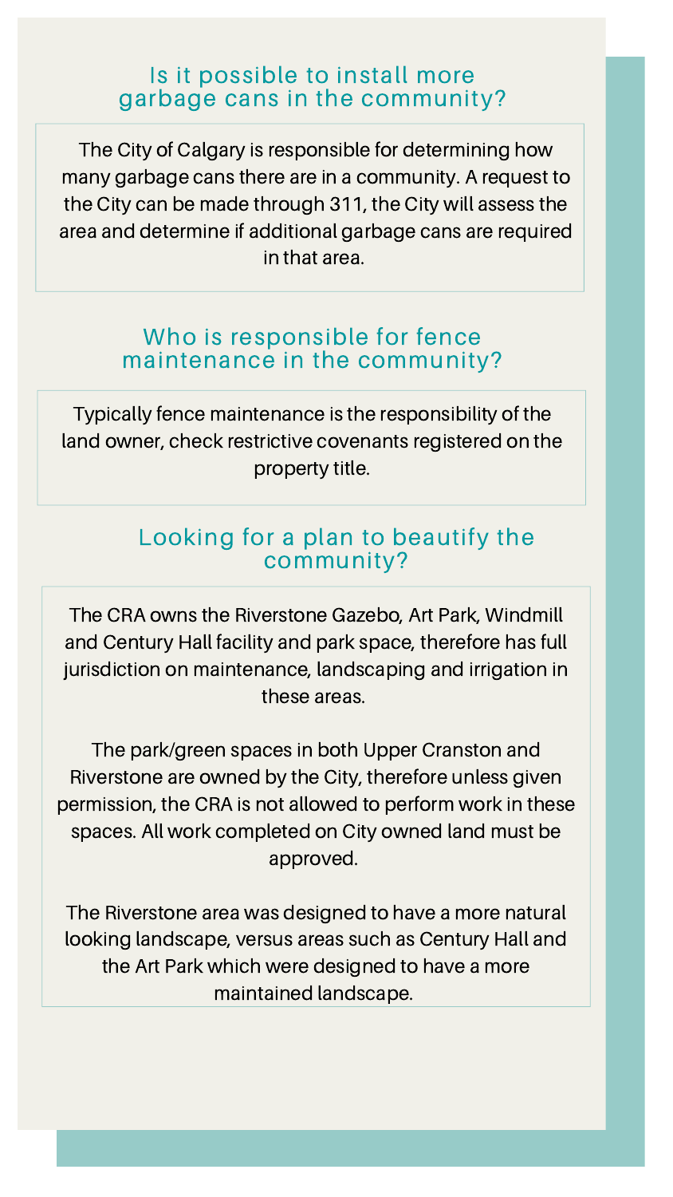## Is it possible to install more garbage cans in the community?

The City of Calgary is responsible for determining how many garbage cans there are in a community. A request to the City can be made through 311, the City will assess the area and determine if additional garbage cans are required in that area.

## Who is responsible for fence maintenance in the community?

Typically fence maintenance is the responsibility of the land owner, check restrictive covenants registered on the property title.

## Looking for a plan to beautify the community?

The CRA owns the Riverstone Gazebo, Art Park, Windmill and Century Hall facility and park space, therefore has full jurisdiction on maintenance, landscaping and irrigation in these areas.

The park/green spaces in both Upper Cranston and Riverstone are owned by the City, therefore unless given permission, the CRA is not allowed to perform work in these spaces. All work completed on City owned land must be approved.

The Riverstone area was designed to have a more natural looking landscape, versus areas such as Century Hall and the Art Park which were designed to have a more maintained landscape.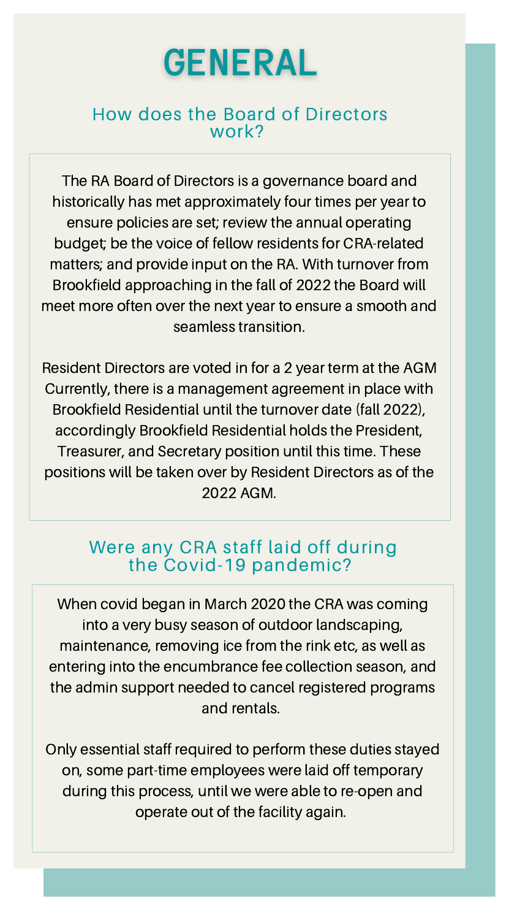# GENERAL

## How does the Board of Directors work?

The RA Board of Directors is a governance board and historically has met approximately four times per year to ensure policies are set; review the annual operating budget; be the voice of fellow residents for CRA-related matters; and provide input on the RA. With turnover from Brookfield approaching in the fall of 2022 the Board will meet more often over the next year to ensure a smooth and seamless transition.

Resident Directors are voted in for a 2 year term at the AGM Currently, there is a management agreement in place with Brookfield Residential until the turnover date (fall 2022), accordingly Brookfield Residential holds the President, Treasurer, and Secretary position until this time. These positions will be taken over by Resident Directors as of the 2022 AGM.

## Were any CRA staff laid off during the Covid-19 pandemic?

When covid began in March 2020 the CRA was coming into a very busy season of outdoor landscaping, maintenance, removing ice from the rink etc, as well as entering into the encumbrance fee collection season, and the admin support needed to cancel registered programs and rentals.

Only essential staff required to perform these duties stayed on, some part-time employees were laid off temporary during this process, until we were able to re-open and operate out of the facility again.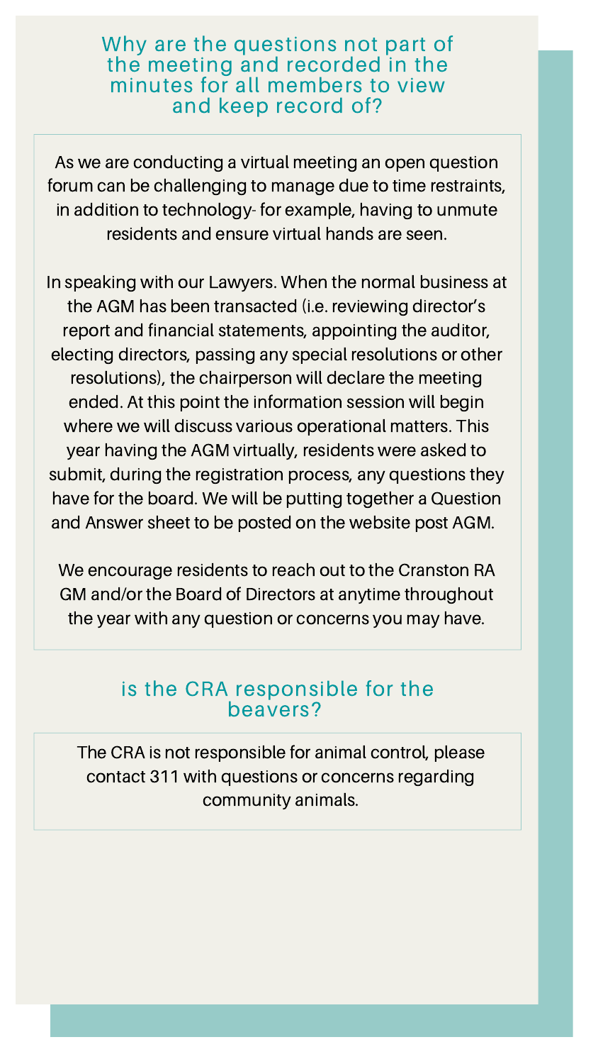## Why are the questions not part of the meeting and recorded in the minutes for all members to view and keep record of?

As we are conducting a virtual meeting an open question forum can be challenging to manage due to time restraints, in addition to technology- for example, having to unmute residents and ensure virtual hands are seen.

In speaking with our Lawyers. When the normal business at the AGM has been transacted (i.e. reviewing director's report and financial statements, appointing the auditor, electing directors, passing any special resolutions or other resolutions), the chairperson will declare the meeting ended. At this point the information session will begin where we will discuss various operational matters. This year having the AGM virtually, residents were asked to submit, during the registration process, any questions they have for the board. We will be putting together a Question and Answer sheet to be posted on the website post AGM.

We encourage residents to reach out to the Cranston RA GM and/or the Board of Directors at anytime throughout the year with any question or concerns you may have.

## is the CRA responsible for the beavers?

The CRA is not responsible for animal control, please contact 311 with questions or concerns regarding community animals.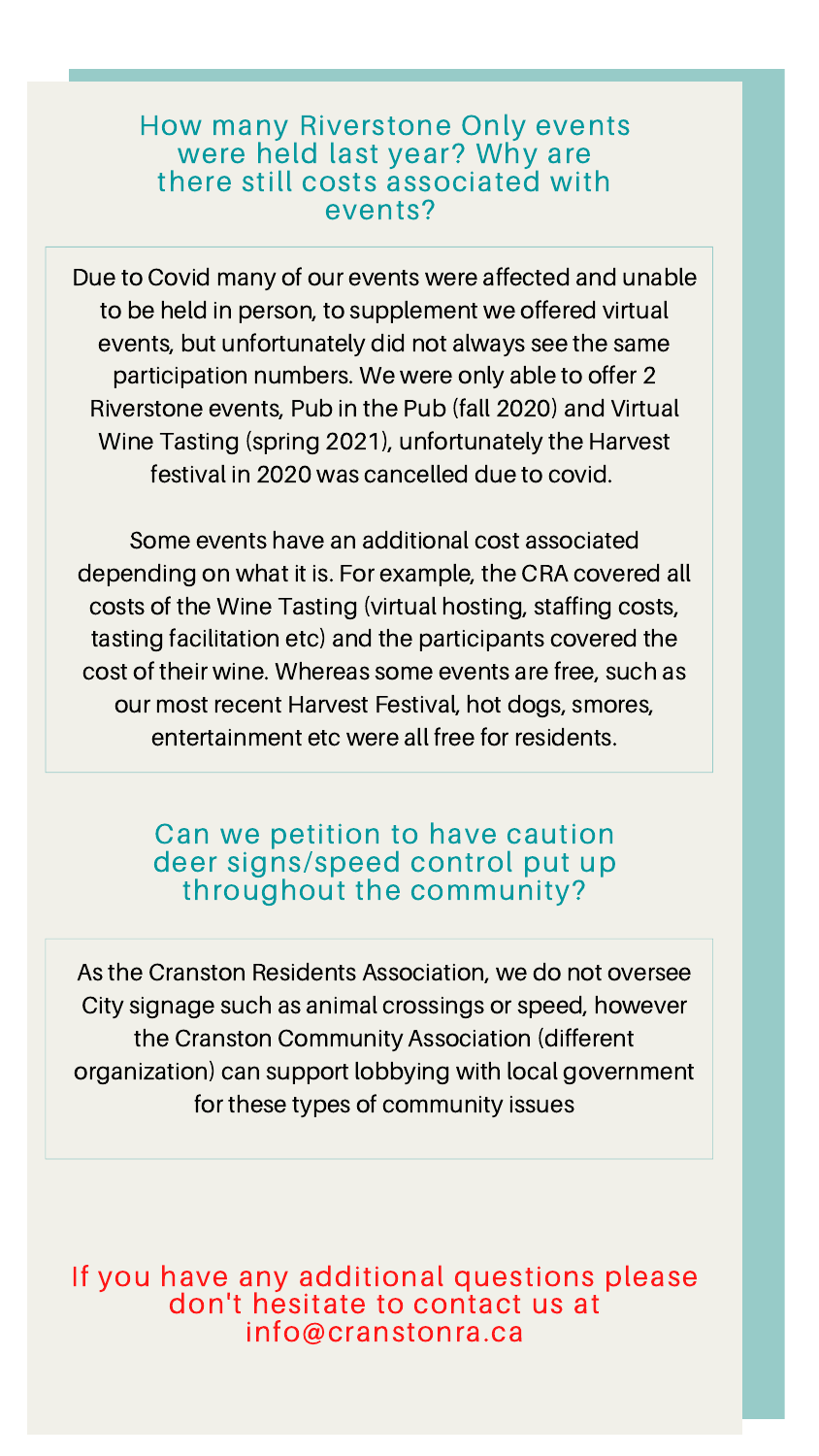## How many Riverstone Only events were held last year? Why are there still costs associated with events?

Due to Covid many of our events were affected and unable to be held in person, to supplement we offered virtual events, but unfortunately did not always see the same participation numbers. We were only able to offer 2 Riverstone events, Pub in the Pub (fall 2020) and Virtual Wine Tasting (spring 2021), unfortunately the Harvest festival in 2020 was cancelled due to covid.

Some events have an additional cost associated depending on what it is. For example, the CRA covered all costs of the Wine Tasting (virtual hosting, staffing costs, tasting facilitation etc) and the participants covered the cost of their wine. Whereas some events are free, such as our most recent Harvest Festival, hot dogs, smores, entertainment etc were all free for residents.

## Can we petition to have caution deer signs/speed control put up throughout the community?

As the Cranston Residents Association, we do not oversee City signage such as animal crossings or speed, however the Cranston Community Association (different organization) can support lobbying with local government for these types of community issues

If you have any additional questions please don't hesitate to contact us at info@cranstonra.ca